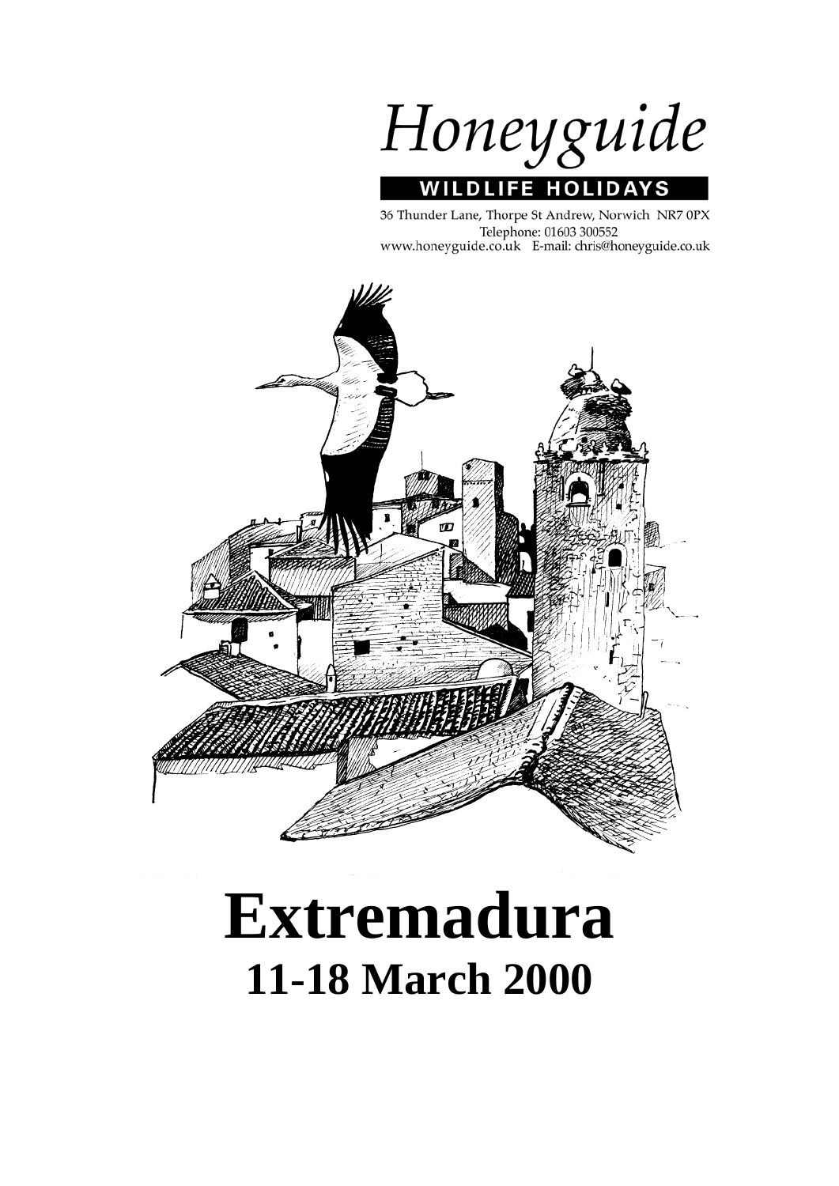# Honeyguide

**WILDLIFE HOLIDAYS**

36 Thunder Lane, Thorpe St Andrew, Norwich NR7 0PX
Telephone: 01603 300552
www.honeyguide.co.uk E-mail: chris@honeyguide.co.uk

# Extremadura

## 11-18 March 2000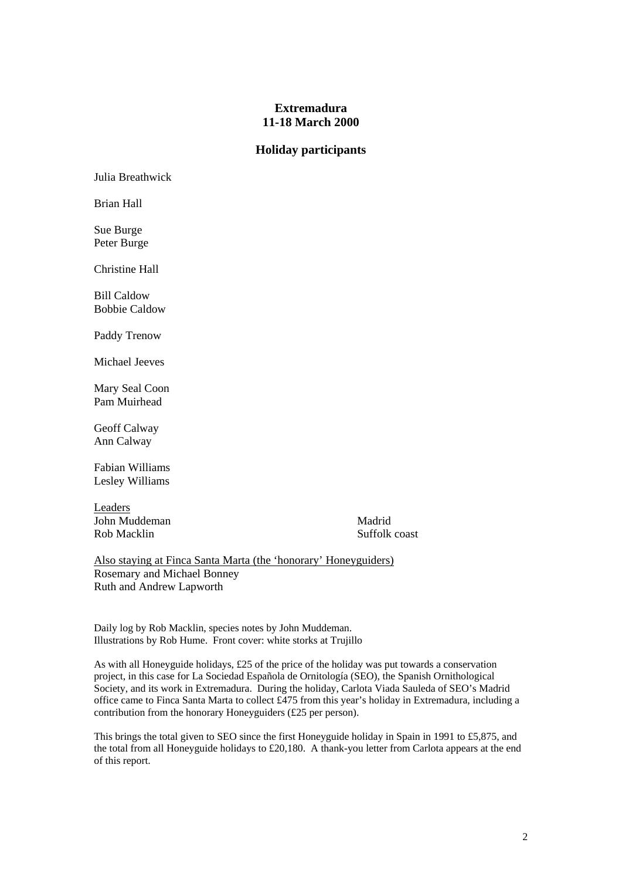**Extremadura**
**11-18 March 2000**

**Holiday participants**

Julia Breathwick

Brian Hall

Sue Burge
Peter Burge

Christine Hall

Bill Caldow
Bobbie Caldow

Paddy Trenow

Michael Jeeves

Mary Seal Coon
Pam Muirhead

Geoff Calway
Ann Calway

Fabian Williams
Lesley Williams

Leaders

| | |
|---|---|
| John Muddeman | Madrid |
| Rob Macklin | Suffolk coast |

Also staying at Finca Santa Marta (the 'honorary' Honeyguiders)
Rosemary and Michael Bonney
Ruth and Andrew Lapworth

Daily log by Rob Macklin, species notes by John Muddeman.
Illustrations by Rob Hume. Front cover: white storks at Trujillo

As with all Honeyguide holidays, £25 of the price of the holiday was put towards a conservation project, in this case for La Sociedad Española de Ornitología (SEO), the Spanish Ornithological Society, and its work in Extremadura. During the holiday, Carlota Viada Sauleda of SEO's Madrid office came to Finca Santa Marta to collect £475 from this year's holiday in Extremadura, including a contribution from the honorary Honeyguiders (£25 per person).

This brings the total given to SEO since the first Honeyguide holiday in Spain in 1991 to £5,875, and the total from all Honeyguide holidays to £20,180. A thank-you letter from Carlota appears at the end of this report.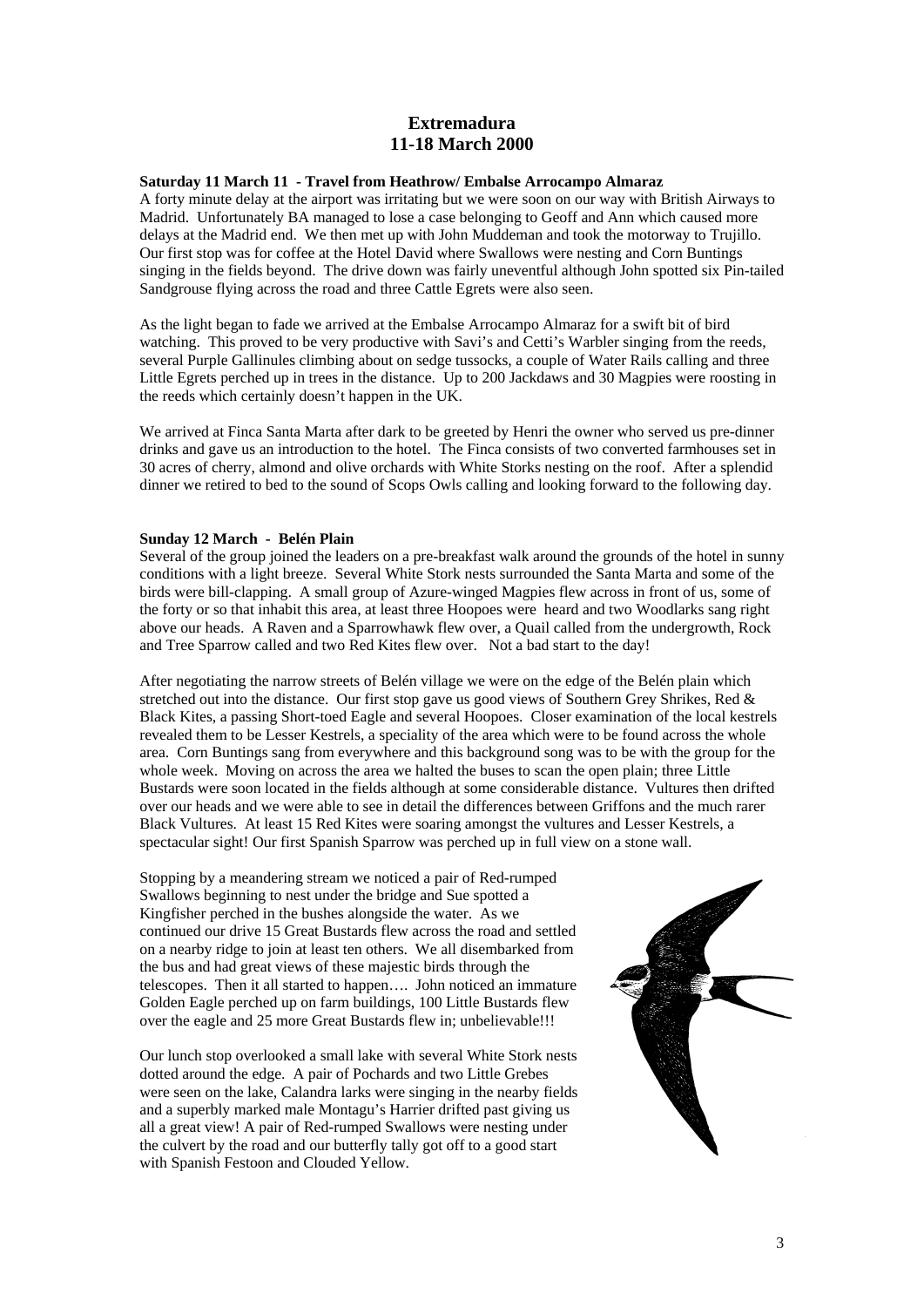# Extremadura
# 11-18 March 2000

**Saturday 11 March 11 - Travel from Heathrow/ Embalse Arrocampo Almaraz**

A forty minute delay at the airport was irritating but we were soon on our way with British Airways to Madrid. Unfortunately BA managed to lose a case belonging to Geoff and Ann which caused more delays at the Madrid end. We then met up with John Muddeman and took the motorway to Trujillo. Our first stop was for coffee at the Hotel David where Swallows were nesting and Corn Buntings singing in the fields beyond. The drive down was fairly uneventful although John spotted six Pin-tailed Sandgrouse flying across the road and three Cattle Egrets were also seen.

As the light began to fade we arrived at the Embalse Arrocampo Almaraz for a swift bit of bird watching. This proved to be very productive with Savi's and Cetti's Warbler singing from the reeds, several Purple Gallinules climbing about on sedge tussocks, a couple of Water Rails calling and three Little Egrets perched up in trees in the distance. Up to 200 Jackdaws and 30 Magpies were roosting in the reeds which certainly doesn't happen in the UK.

We arrived at Finca Santa Marta after dark to be greeted by Henri the owner who served us pre-dinner drinks and gave us an introduction to the hotel. The Finca consists of two converted farmhouses set in 30 acres of cherry, almond and olive orchards with White Storks nesting on the roof. After a splendid dinner we retired to bed to the sound of Scops Owls calling and looking forward to the following day.

**Sunday 12 March - Belén Plain**

Several of the group joined the leaders on a pre-breakfast walk around the grounds of the hotel in sunny conditions with a light breeze. Several White Stork nests surrounded the Santa Marta and some of the birds were bill-clapping. A small group of Azure-winged Magpies flew across in front of us, some of the forty or so that inhabit this area, at least three Hoopoes were heard and two Woodlarks sang right above our heads. A Raven and a Sparrowhawk flew over, a Quail called from the undergrowth, Rock and Tree Sparrow called and two Red Kites flew over. Not a bad start to the day!

After negotiating the narrow streets of Belén village we were on the edge of the Belén plain which stretched out into the distance. Our first stop gave us good views of Southern Grey Shrikes, Red & Black Kites, a passing Short-toed Eagle and several Hoopoes. Closer examination of the local kestrels revealed them to be Lesser Kestrels, a speciality of the area which were to be found across the whole area. Corn Buntings sang from everywhere and this background song was to be with the group for the whole week. Moving on across the area we halted the buses to scan the open plain; three Little Bustards were soon located in the fields although at some considerable distance. Vultures then drifted over our heads and we were able to see in detail the differences between Griffons and the much rarer Black Vultures. At least 15 Red Kites were soaring amongst the vultures and Lesser Kestrels, a spectacular sight! Our first Spanish Sparrow was perched up in full view on a stone wall.

Stopping by a meandering stream we noticed a pair of Red-rumped Swallows beginning to nest under the bridge and Sue spotted a Kingfisher perched in the bushes alongside the water. As we continued our drive 15 Great Bustards flew across the road and settled on a nearby ridge to join at least ten others. We all disembarked from the bus and had great views of these majestic birds through the telescopes. Then it all started to happen…. John noticed an immature Golden Eagle perched up on farm buildings, 100 Little Bustards flew over the eagle and 25 more Great Bustards flew in; unbelievable!!!

Our lunch stop overlooked a small lake with several White Stork nests dotted around the edge. A pair of Pochards and two Little Grebes were seen on the lake, Calandra larks were singing in the nearby fields and a superbly marked male Montagu's Harrier drifted past giving us all a great view! A pair of Red-rumped Swallows were nesting under the culvert by the road and our butterfly tally got off to a good start with Spanish Festoon and Clouded Yellow.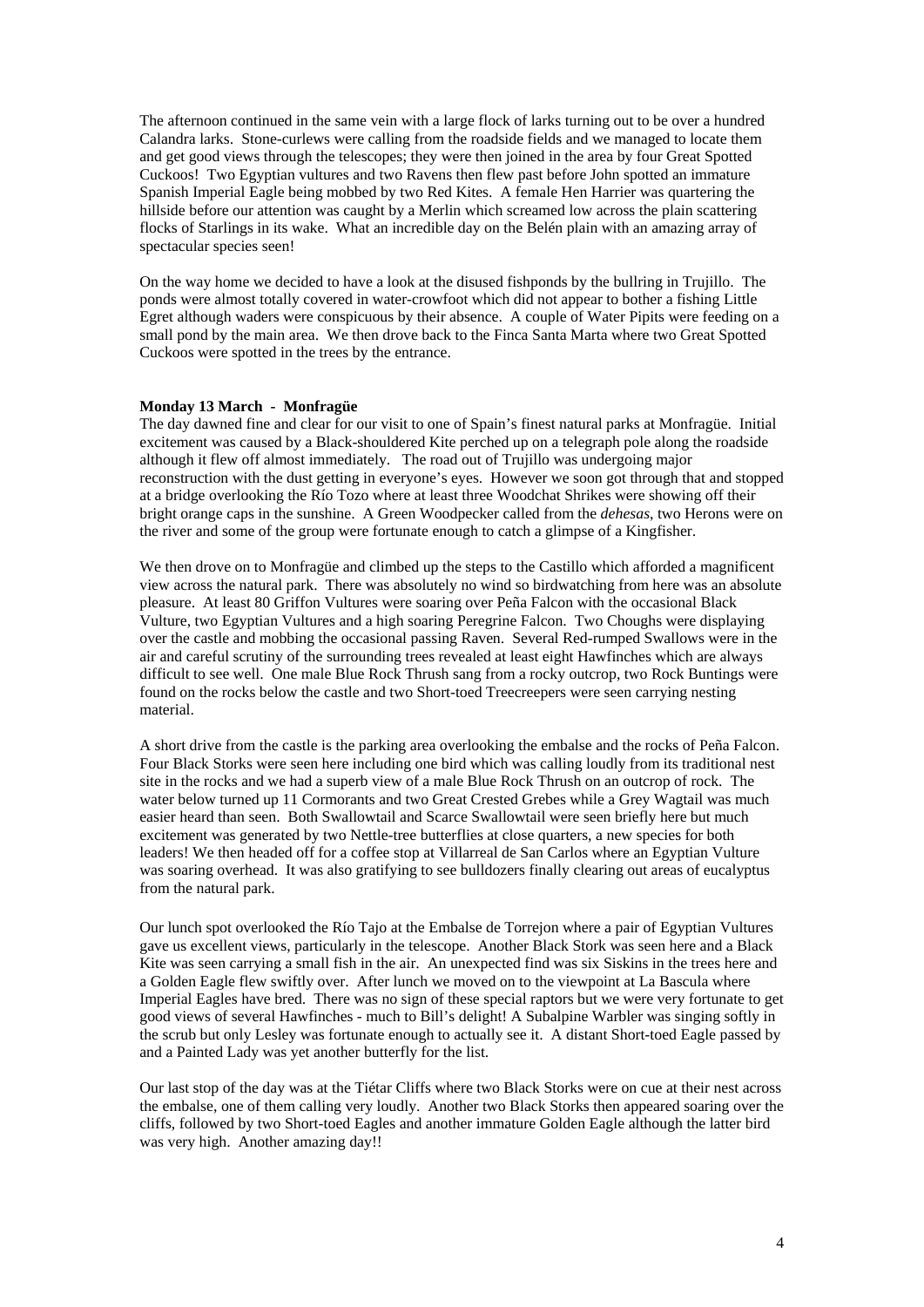The afternoon continued in the same vein with a large flock of larks turning out to be over a hundred Calandra larks. Stone-curlews were calling from the roadside fields and we managed to locate them and get good views through the telescopes; they were then joined in the area by four Great Spotted Cuckoos! Two Egyptian vultures and two Ravens then flew past before John spotted an immature Spanish Imperial Eagle being mobbed by two Red Kites. A female Hen Harrier was quartering the hillside before our attention was caught by a Merlin which screamed low across the plain scattering flocks of Starlings in its wake. What an incredible day on the Belén plain with an amazing array of spectacular species seen!

On the way home we decided to have a look at the disused fishponds by the bullring in Trujillo. The ponds were almost totally covered in water-crowfoot which did not appear to bother a fishing Little Egret although waders were conspicuous by their absence. A couple of Water Pipits were feeding on a small pond by the main area. We then drove back to the Finca Santa Marta where two Great Spotted Cuckoos were spotted in the trees by the entrance.

**Monday 13 March - Monfragüe**

The day dawned fine and clear for our visit to one of Spain's finest natural parks at Monfragüe. Initial excitement was caused by a Black-shouldered Kite perched up on a telegraph pole along the roadside although it flew off almost immediately. The road out of Trujillo was undergoing major reconstruction with the dust getting in everyone's eyes. However we soon got through that and stopped at a bridge overlooking the Río Tozo where at least three Woodchat Shrikes were showing off their bright orange caps in the sunshine. A Green Woodpecker called from the *dehesas*, two Herons were on the river and some of the group were fortunate enough to catch a glimpse of a Kingfisher.

We then drove on to Monfragüe and climbed up the steps to the Castillo which afforded a magnificent view across the natural park. There was absolutely no wind so birdwatching from here was an absolute pleasure. At least 80 Griffon Vultures were soaring over Peña Falcon with the occasional Black Vulture, two Egyptian Vultures and a high soaring Peregrine Falcon. Two Choughs were displaying over the castle and mobbing the occasional passing Raven. Several Red-rumped Swallows were in the air and careful scrutiny of the surrounding trees revealed at least eight Hawfinches which are always difficult to see well. One male Blue Rock Thrush sang from a rocky outcrop, two Rock Buntings were found on the rocks below the castle and two Short-toed Treecreepers were seen carrying nesting material.

A short drive from the castle is the parking area overlooking the embalse and the rocks of Peña Falcon. Four Black Storks were seen here including one bird which was calling loudly from its traditional nest site in the rocks and we had a superb view of a male Blue Rock Thrush on an outcrop of rock. The water below turned up 11 Cormorants and two Great Crested Grebes while a Grey Wagtail was much easier heard than seen. Both Swallowtail and Scarce Swallowtail were seen briefly here but much excitement was generated by two Nettle-tree butterflies at close quarters, a new species for both leaders! We then headed off for a coffee stop at Villarreal de San Carlos where an Egyptian Vulture was soaring overhead. It was also gratifying to see bulldozers finally clearing out areas of eucalyptus from the natural park.

Our lunch spot overlooked the Río Tajo at the Embalse de Torrejon where a pair of Egyptian Vultures gave us excellent views, particularly in the telescope. Another Black Stork was seen here and a Black Kite was seen carrying a small fish in the air. An unexpected find was six Siskins in the trees here and a Golden Eagle flew swiftly over. After lunch we moved on to the viewpoint at La Bascula where Imperial Eagles have bred. There was no sign of these special raptors but we were very fortunate to get good views of several Hawfinches - much to Bill's delight! A Subalpine Warbler was singing softly in the scrub but only Lesley was fortunate enough to actually see it. A distant Short-toed Eagle passed by and a Painted Lady was yet another butterfly for the list.

Our last stop of the day was at the Tiétar Cliffs where two Black Storks were on cue at their nest across the embalse, one of them calling very loudly. Another two Black Storks then appeared soaring over the cliffs, followed by two Short-toed Eagles and another immature Golden Eagle although the latter bird was very high. Another amazing day!!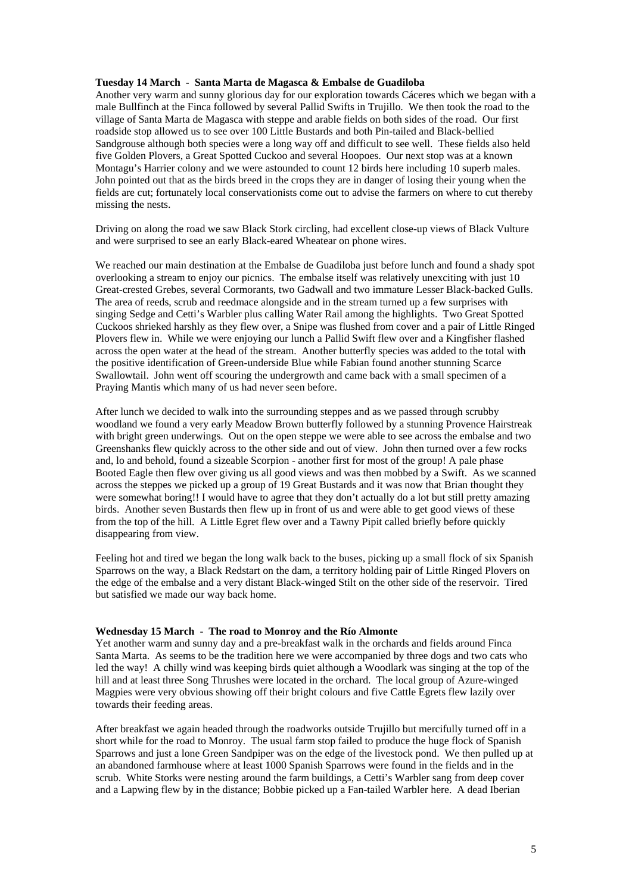**Tuesday 14 March - Santa Marta de Magasca & Embalse de Guadiloba**

Another very warm and sunny glorious day for our exploration towards Cáceres which we began with a male Bullfinch at the Finca followed by several Pallid Swifts in Trujillo. We then took the road to the village of Santa Marta de Magasca with steppe and arable fields on both sides of the road. Our first roadside stop allowed us to see over 100 Little Bustards and both Pin-tailed and Black-bellied Sandgrouse although both species were a long way off and difficult to see well. These fields also held five Golden Plovers, a Great Spotted Cuckoo and several Hoopoes. Our next stop was at a known Montagu's Harrier colony and we were astounded to count 12 birds here including 10 superb males. John pointed out that as the birds breed in the crops they are in danger of losing their young when the fields are cut; fortunately local conservationists come out to advise the farmers on where to cut thereby missing the nests.

Driving on along the road we saw Black Stork circling, had excellent close-up views of Black Vulture and were surprised to see an early Black-eared Wheatear on phone wires.

We reached our main destination at the Embalse de Guadiloba just before lunch and found a shady spot overlooking a stream to enjoy our picnics. The embalse itself was relatively unexciting with just 10 Great-crested Grebes, several Cormorants, two Gadwall and two immature Lesser Black-backed Gulls. The area of reeds, scrub and reedmace alongside and in the stream turned up a few surprises with singing Sedge and Cetti's Warbler plus calling Water Rail among the highlights. Two Great Spotted Cuckoos shrieked harshly as they flew over, a Snipe was flushed from cover and a pair of Little Ringed Plovers flew in. While we were enjoying our lunch a Pallid Swift flew over and a Kingfisher flashed across the open water at the head of the stream. Another butterfly species was added to the total with the positive identification of Green-underside Blue while Fabian found another stunning Scarce Swallowtail. John went off scouring the undergrowth and came back with a small specimen of a Praying Mantis which many of us had never seen before.

After lunch we decided to walk into the surrounding steppes and as we passed through scrubby woodland we found a very early Meadow Brown butterfly followed by a stunning Provence Hairstreak with bright green underwings. Out on the open steppe we were able to see across the embalse and two Greenshanks flew quickly across to the other side and out of view. John then turned over a few rocks and, lo and behold, found a sizeable Scorpion - another first for most of the group! A pale phase Booted Eagle then flew over giving us all good views and was then mobbed by a Swift. As we scanned across the steppes we picked up a group of 19 Great Bustards and it was now that Brian thought they were somewhat boring!! I would have to agree that they don't actually do a lot but still pretty amazing birds. Another seven Bustards then flew up in front of us and were able to get good views of these from the top of the hill. A Little Egret flew over and a Tawny Pipit called briefly before quickly disappearing from view.

Feeling hot and tired we began the long walk back to the buses, picking up a small flock of six Spanish Sparrows on the way, a Black Redstart on the dam, a territory holding pair of Little Ringed Plovers on the edge of the embalse and a very distant Black-winged Stilt on the other side of the reservoir. Tired but satisfied we made our way back home.

**Wednesday 15 March - The road to Monroy and the Río Almonte**

Yet another warm and sunny day and a pre-breakfast walk in the orchards and fields around Finca Santa Marta. As seems to be the tradition here we were accompanied by three dogs and two cats who led the way! A chilly wind was keeping birds quiet although a Woodlark was singing at the top of the hill and at least three Song Thrushes were located in the orchard. The local group of Azure-winged Magpies were very obvious showing off their bright colours and five Cattle Egrets flew lazily over towards their feeding areas.

After breakfast we again headed through the roadworks outside Trujillo but mercifully turned off in a short while for the road to Monroy. The usual farm stop failed to produce the huge flock of Spanish Sparrows and just a lone Green Sandpiper was on the edge of the livestock pond. We then pulled up at an abandoned farmhouse where at least 1000 Spanish Sparrows were found in the fields and in the scrub. White Storks were nesting around the farm buildings, a Cetti's Warbler sang from deep cover and a Lapwing flew by in the distance; Bobbie picked up a Fan-tailed Warbler here. A dead Iberian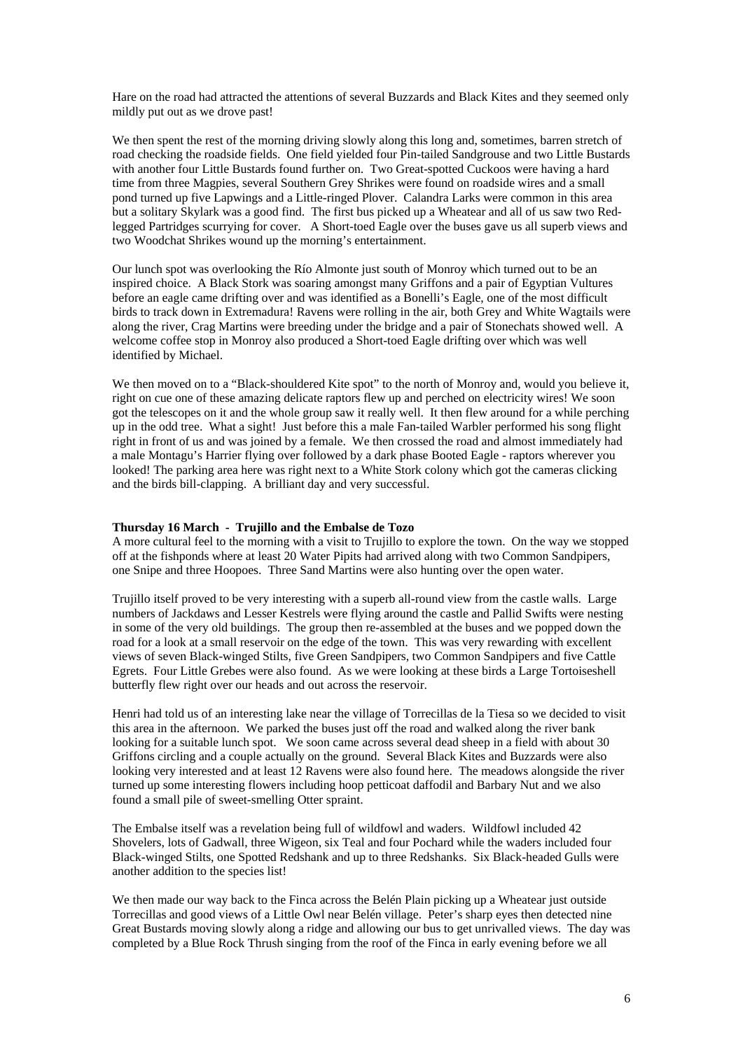Hare on the road had attracted the attentions of several Buzzards and Black Kites and they seemed only mildly put out as we drove past!

We then spent the rest of the morning driving slowly along this long and, sometimes, barren stretch of road checking the roadside fields. One field yielded four Pin-tailed Sandgrouse and two Little Bustards with another four Little Bustards found further on. Two Great-spotted Cuckoos were having a hard time from three Magpies, several Southern Grey Shrikes were found on roadside wires and a small pond turned up five Lapwings and a Little-ringed Plover. Calandra Larks were common in this area but a solitary Skylark was a good find. The first bus picked up a Wheatear and all of us saw two Red-legged Partridges scurrying for cover. A Short-toed Eagle over the buses gave us all superb views and two Woodchat Shrikes wound up the morning's entertainment.

Our lunch spot was overlooking the Río Almonte just south of Monroy which turned out to be an inspired choice. A Black Stork was soaring amongst many Griffons and a pair of Egyptian Vultures before an eagle came drifting over and was identified as a Bonelli's Eagle, one of the most difficult birds to track down in Extremadura! Ravens were rolling in the air, both Grey and White Wagtails were along the river, Crag Martins were breeding under the bridge and a pair of Stonechats showed well. A welcome coffee stop in Monroy also produced a Short-toed Eagle drifting over which was well identified by Michael.

We then moved on to a "Black-shouldered Kite spot" to the north of Monroy and, would you believe it, right on cue one of these amazing delicate raptors flew up and perched on electricity wires! We soon got the telescopes on it and the whole group saw it really well. It then flew around for a while perching up in the odd tree. What a sight! Just before this a male Fan-tailed Warbler performed his song flight right in front of us and was joined by a female. We then crossed the road and almost immediately had a male Montagu's Harrier flying over followed by a dark phase Booted Eagle - raptors wherever you looked! The parking area here was right next to a White Stork colony which got the cameras clicking and the birds bill-clapping. A brilliant day and very successful.

**Thursday 16 March - Trujillo and the Embalse de Tozo**

A more cultural feel to the morning with a visit to Trujillo to explore the town. On the way we stopped off at the fishponds where at least 20 Water Pipits had arrived along with two Common Sandpipers, one Snipe and three Hoopoes. Three Sand Martins were also hunting over the open water.

Trujillo itself proved to be very interesting with a superb all-round view from the castle walls. Large numbers of Jackdaws and Lesser Kestrels were flying around the castle and Pallid Swifts were nesting in some of the very old buildings. The group then re-assembled at the buses and we popped down the road for a look at a small reservoir on the edge of the town. This was very rewarding with excellent views of seven Black-winged Stilts, five Green Sandpipers, two Common Sandpipers and five Cattle Egrets. Four Little Grebes were also found. As we were looking at these birds a Large Tortoiseshell butterfly flew right over our heads and out across the reservoir.

Henri had told us of an interesting lake near the village of Torrecillas de la Tiesa so we decided to visit this area in the afternoon. We parked the buses just off the road and walked along the river bank looking for a suitable lunch spot. We soon came across several dead sheep in a field with about 30 Griffons circling and a couple actually on the ground. Several Black Kites and Buzzards were also looking very interested and at least 12 Ravens were also found here. The meadows alongside the river turned up some interesting flowers including hoop petticoat daffodil and Barbary Nut and we also found a small pile of sweet-smelling Otter spraint.

The Embalse itself was a revelation being full of wildfowl and waders. Wildfowl included 42 Shovelers, lots of Gadwall, three Wigeon, six Teal and four Pochard while the waders included four Black-winged Stilts, one Spotted Redshank and up to three Redshanks. Six Black-headed Gulls were another addition to the species list!

We then made our way back to the Finca across the Belén Plain picking up a Wheatear just outside Torrecillas and good views of a Little Owl near Belén village. Peter's sharp eyes then detected nine Great Bustards moving slowly along a ridge and allowing our bus to get unrivalled views. The day was completed by a Blue Rock Thrush singing from the roof of the Finca in early evening before we all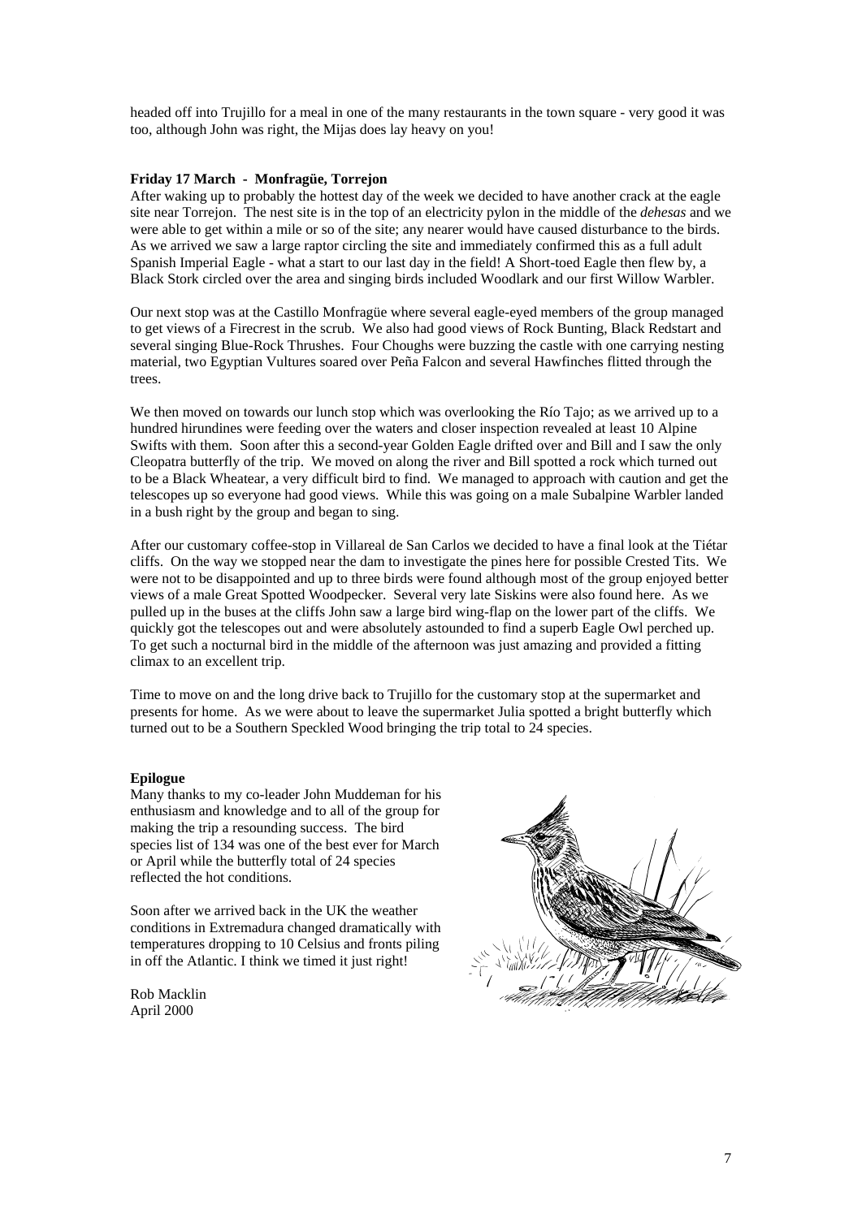headed off into Trujillo for a meal in one of the many restaurants in the town square - very good it was too, although John was right, the Mijas does lay heavy on you!

**Friday 17 March - Monfragüe, Torrejon**

After waking up to probably the hottest day of the week we decided to have another crack at the eagle site near Torrejon. The nest site is in the top of an electricity pylon in the middle of the *dehesas* and we were able to get within a mile or so of the site; any nearer would have caused disturbance to the birds. As we arrived we saw a large raptor circling the site and immediately confirmed this as a full adult Spanish Imperial Eagle - what a start to our last day in the field! A Short-toed Eagle then flew by, a Black Stork circled over the area and singing birds included Woodlark and our first Willow Warbler.

Our next stop was at the Castillo Monfragüe where several eagle-eyed members of the group managed to get views of a Firecrest in the scrub. We also had good views of Rock Bunting, Black Redstart and several singing Blue-Rock Thrushes. Four Choughs were buzzing the castle with one carrying nesting material, two Egyptian Vultures soared over Peña Falcon and several Hawfinches flitted through the trees.

We then moved on towards our lunch stop which was overlooking the Río Tajo; as we arrived up to a hundred hirundines were feeding over the waters and closer inspection revealed at least 10 Alpine Swifts with them. Soon after this a second-year Golden Eagle drifted over and Bill and I saw the only Cleopatra butterfly of the trip. We moved on along the river and Bill spotted a rock which turned out to be a Black Wheatear, a very difficult bird to find. We managed to approach with caution and get the telescopes up so everyone had good views. While this was going on a male Subalpine Warbler landed in a bush right by the group and began to sing.

After our customary coffee-stop in Villareal de San Carlos we decided to have a final look at the Tiétar cliffs. On the way we stopped near the dam to investigate the pines here for possible Crested Tits. We were not to be disappointed and up to three birds were found although most of the group enjoyed better views of a male Great Spotted Woodpecker. Several very late Siskins were also found here. As we pulled up in the buses at the cliffs John saw a large bird wing-flap on the lower part of the cliffs. We quickly got the telescopes out and were absolutely astounded to find a superb Eagle Owl perched up. To get such a nocturnal bird in the middle of the afternoon was just amazing and provided a fitting climax to an excellent trip.

Time to move on and the long drive back to Trujillo for the customary stop at the supermarket and presents for home. As we were about to leave the supermarket Julia spotted a bright butterfly which turned out to be a Southern Speckled Wood bringing the trip total to 24 species.

**Epilogue**

Many thanks to my co-leader John Muddeman for his enthusiasm and knowledge and to all of the group for making the trip a resounding success. The bird species list of 134 was one of the best ever for March or April while the butterfly total of 24 species reflected the hot conditions.

Soon after we arrived back in the UK the weather conditions in Extremadura changed dramatically with temperatures dropping to 10 Celsius and fronts piling in off the Atlantic. I think we timed it just right!

Rob Macklin
April 2000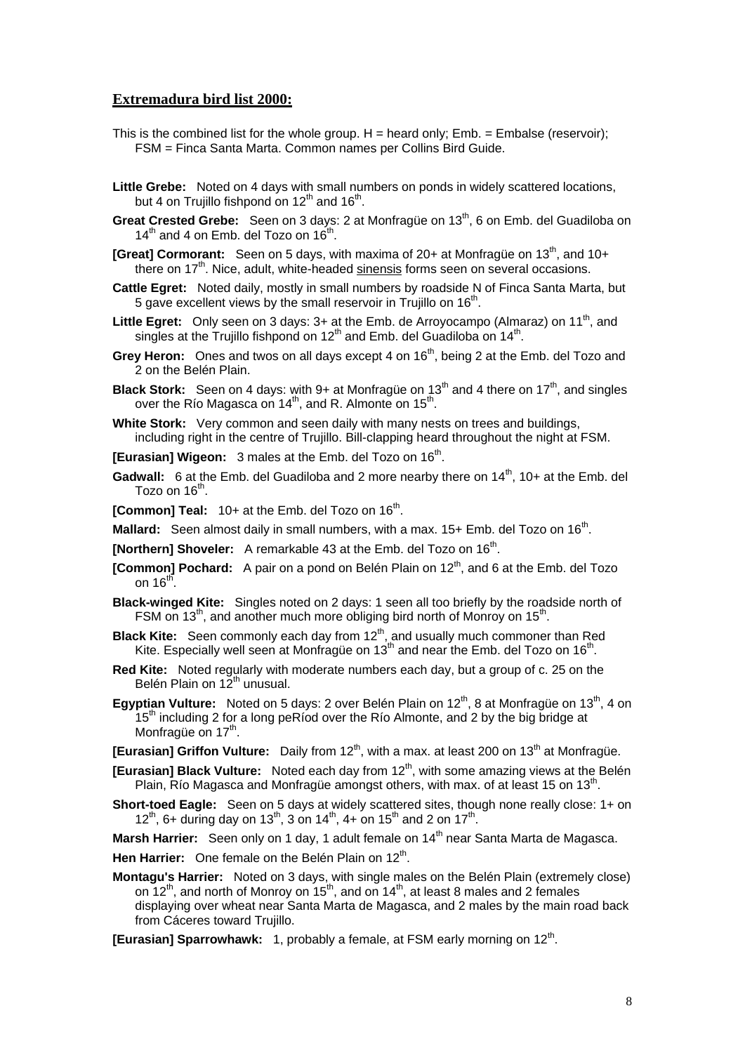## Extremadura bird list 2000:

This is the combined list for the whole group. H = heard only; Emb. = Embalse (reservoir); FSM = Finca Santa Marta. Common names per Collins Bird Guide.

**Little Grebe:** Noted on 4 days with small numbers on ponds in widely scattered locations, but 4 on Trujillo fishpond on 12th and 16th.

**Great Crested Grebe:** Seen on 3 days: 2 at Monfragüe on 13th, 6 on Emb. del Guadiloba on 14th and 4 on Emb. del Tozo on 16th.

**[Great] Cormorant:** Seen on 5 days, with maxima of 20+ at Monfragüe on 13th, and 10+ there on 17th. Nice, adult, white-headed sinensis forms seen on several occasions.

**Cattle Egret:** Noted daily, mostly in small numbers by roadside N of Finca Santa Marta, but 5 gave excellent views by the small reservoir in Trujillo on 16th.

**Little Egret:** Only seen on 3 days: 3+ at the Emb. de Arroyocampo (Almaraz) on 11th, and singles at the Trujillo fishpond on 12th and Emb. del Guadiloba on 14th.

**Grey Heron:** Ones and twos on all days except 4 on 16th, being 2 at the Emb. del Tozo and 2 on the Belén Plain.

**Black Stork:** Seen on 4 days: with 9+ at Monfragüe on 13th and 4 there on 17th, and singles over the Río Magasca on 14th, and R. Almonte on 15th.

**White Stork:** Very common and seen daily with many nests on trees and buildings, including right in the centre of Trujillo. Bill-clapping heard throughout the night at FSM.

**[Eurasian] Wigeon:** 3 males at the Emb. del Tozo on 16th.

**Gadwall:** 6 at the Emb. del Guadiloba and 2 more nearby there on 14th, 10+ at the Emb. del Tozo on 16th.

**[Common] Teal:** 10+ at the Emb. del Tozo on 16th.

**Mallard:** Seen almost daily in small numbers, with a max. 15+ Emb. del Tozo on 16th.

**[Northern] Shoveler:** A remarkable 43 at the Emb. del Tozo on 16th.

**[Common] Pochard:** A pair on a pond on Belén Plain on 12th, and 6 at the Emb. del Tozo on 16th.

**Black-winged Kite:** Singles noted on 2 days: 1 seen all too briefly by the roadside north of FSM on 13th, and another much more obliging bird north of Monroy on 15th.

**Black Kite:** Seen commonly each day from 12th, and usually much commoner than Red Kite. Especially well seen at Monfragüe on 13th and near the Emb. del Tozo on 16th.

**Red Kite:** Noted regularly with moderate numbers each day, but a group of c. 25 on the Belén Plain on 12th unusual.

**Egyptian Vulture:** Noted on 5 days: 2 over Belén Plain on 12th, 8 at Monfragüe on 13th, 4 on 15th including 2 for a long peRíod over the Río Almonte, and 2 by the big bridge at Monfragüe on 17th.

**[Eurasian] Griffon Vulture:** Daily from 12th, with a max. at least 200 on 13th at Monfragüe.

**[Eurasian] Black Vulture:** Noted each day from 12th, with some amazing views at the Belén Plain, Río Magasca and Monfragüe amongst others, with max. of at least 15 on 13th.

**Short-toed Eagle:** Seen on 5 days at widely scattered sites, though none really close: 1+ on 12th, 6+ during day on 13th, 3 on 14th, 4+ on 15th and 2 on 17th.

**Marsh Harrier:** Seen only on 1 day, 1 adult female on 14th near Santa Marta de Magasca.

**Hen Harrier:** One female on the Belén Plain on 12th.

**Montagu's Harrier:** Noted on 3 days, with single males on the Belén Plain (extremely close) on 12th, and north of Monroy on 15th, and on 14th, at least 8 males and 2 females displaying over wheat near Santa Marta de Magasca, and 2 males by the main road back from Cáceres toward Trujillo.

**[Eurasian] Sparrowhawk:** 1, probably a female, at FSM early morning on 12th.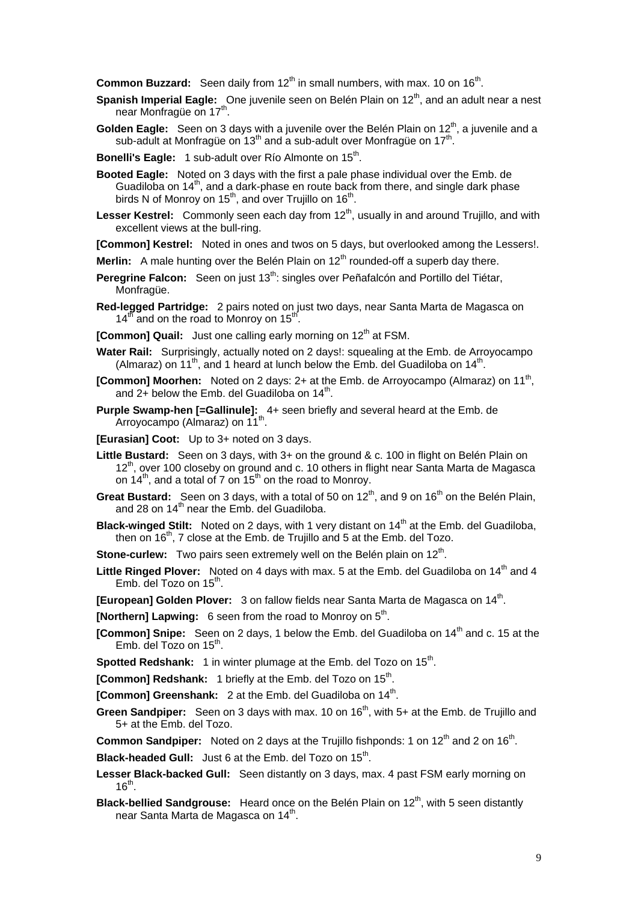**Common Buzzard:** Seen daily from 12th in small numbers, with max. 10 on 16th.

**Spanish Imperial Eagle:** One juvenile seen on Belén Plain on 12th, and an adult near a nest near Monfragüe on 17th.

**Golden Eagle:** Seen on 3 days with a juvenile over the Belén Plain on 12th, a juvenile and a sub-adult at Monfragüe on 13th and a sub-adult over Monfragüe on 17th.

**Bonelli's Eagle:** 1 sub-adult over Río Almonte on 15th.

**Booted Eagle:** Noted on 3 days with the first a pale phase individual over the Emb. de Guadiloba on 14th, and a dark-phase en route back from there, and single dark phase birds N of Monroy on 15th, and over Trujillo on 16th.

**Lesser Kestrel:** Commonly seen each day from 12th, usually in and around Trujillo, and with excellent views at the bull-ring.

**[Common] Kestrel:** Noted in ones and twos on 5 days, but overlooked among the Lessers!.

**Merlin:** A male hunting over the Belén Plain on 12th rounded-off a superb day there.

**Peregrine Falcon:** Seen on just 13th: singles over Peñafalcón and Portillo del Tiétar, Monfragüe.

**Red-legged Partridge:** 2 pairs noted on just two days, near Santa Marta de Magasca on 14th and on the road to Monroy on 15th.

**[Common] Quail:** Just one calling early morning on 12th at FSM.

**Water Rail:** Surprisingly, actually noted on 2 days!: squealing at the Emb. de Arroyocampo (Almaraz) on 11th, and 1 heard at lunch below the Emb. del Guadiloba on 14th.

**[Common] Moorhen:** Noted on 2 days: 2+ at the Emb. de Arroyocampo (Almaraz) on 11th, and 2+ below the Emb. del Guadiloba on 14th.

**Purple Swamp-hen [=Gallinule]:** 4+ seen briefly and several heard at the Emb. de Arroyocampo (Almaraz) on 11th.

**[Eurasian] Coot:** Up to 3+ noted on 3 days.

**Little Bustard:** Seen on 3 days, with 3+ on the ground & c. 100 in flight on Belén Plain on 12th, over 100 closeby on ground and c. 10 others in flight near Santa Marta de Magasca on 14th, and a total of 7 on 15th on the road to Monroy.

**Great Bustard:** Seen on 3 days, with a total of 50 on 12th, and 9 on 16th on the Belén Plain, and 28 on 14th near the Emb. del Guadiloba.

**Black-winged Stilt:** Noted on 2 days, with 1 very distant on 14th at the Emb. del Guadiloba, then on 16th, 7 close at the Emb. de Trujillo and 5 at the Emb. del Tozo.

**Stone-curlew:** Two pairs seen extremely well on the Belén plain on 12th.

**Little Ringed Plover:** Noted on 4 days with max. 5 at the Emb. del Guadiloba on 14th and 4 Emb. del Tozo on 15th.

**[European] Golden Plover:** 3 on fallow fields near Santa Marta de Magasca on 14th.

**[Northern] Lapwing:** 6 seen from the road to Monroy on 5th.

**[Common] Snipe:** Seen on 2 days, 1 below the Emb. del Guadiloba on 14th and c. 15 at the Emb. del Tozo on 15th.

**Spotted Redshank:** 1 in winter plumage at the Emb. del Tozo on 15th.

**[Common] Redshank:** 1 briefly at the Emb. del Tozo on 15th.

**[Common] Greenshank:** 2 at the Emb. del Guadiloba on 14th.

**Green Sandpiper:** Seen on 3 days with max. 10 on 16th, with 5+ at the Emb. de Trujillo and 5+ at the Emb. del Tozo.

**Common Sandpiper:** Noted on 2 days at the Trujillo fishponds: 1 on 12th and 2 on 16th.

**Black-headed Gull:** Just 6 at the Emb. del Tozo on 15th.

**Lesser Black-backed Gull:** Seen distantly on 3 days, max. 4 past FSM early morning on 16th.

**Black-bellied Sandgrouse:** Heard once on the Belén Plain on 12th, with 5 seen distantly near Santa Marta de Magasca on 14th.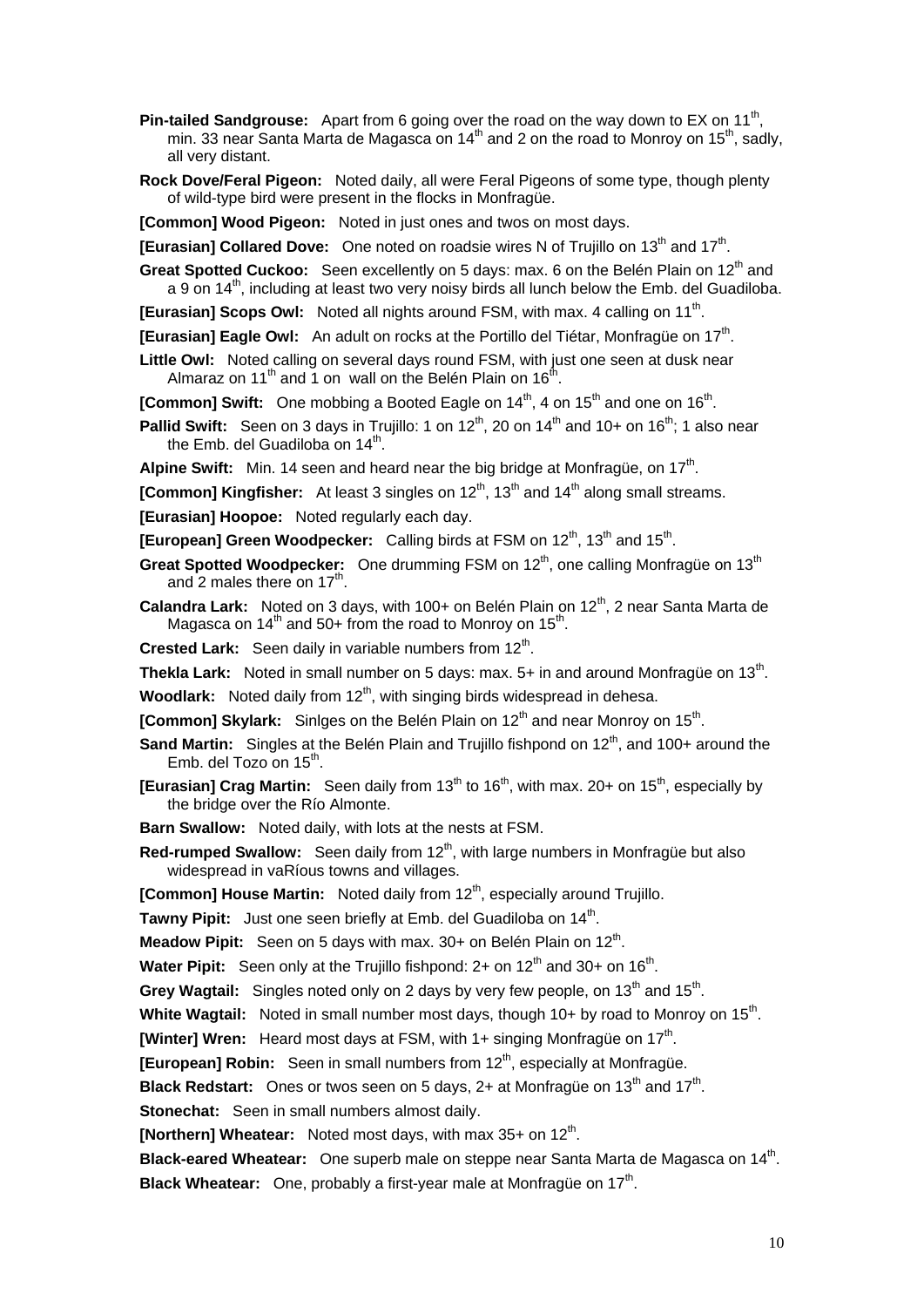**Pin-tailed Sandgrouse:** Apart from 6 going over the road on the way down to EX on 11th, min. 33 near Santa Marta de Magasca on 14th and 2 on the road to Monroy on 15th, sadly, all very distant.

**Rock Dove/Feral Pigeon:** Noted daily, all were Feral Pigeons of some type, though plenty of wild-type bird were present in the flocks in Monfragüe.

**[Common] Wood Pigeon:** Noted in just ones and twos on most days.

**[Eurasian] Collared Dove:** One noted on roadsie wires N of Trujillo on 13th and 17th.

**Great Spotted Cuckoo:** Seen excellently on 5 days: max. 6 on the Belén Plain on 12th and a 9 on 14th, including at least two very noisy birds all lunch below the Emb. del Guadiloba.

**[Eurasian] Scops Owl:** Noted all nights around FSM, with max. 4 calling on 11th.

**[Eurasian] Eagle Owl:** An adult on rocks at the Portillo del Tiétar, Monfragüe on 17th.

**Little Owl:** Noted calling on several days round FSM, with just one seen at dusk near Almaraz on 11th and 1 on wall on the Belén Plain on 16th.

**[Common] Swift:** One mobbing a Booted Eagle on 14th, 4 on 15th and one on 16th.

**Pallid Swift:** Seen on 3 days in Trujillo: 1 on 12th, 20 on 14th and 10+ on 16th; 1 also near the Emb. del Guadiloba on 14th.

**Alpine Swift:** Min. 14 seen and heard near the big bridge at Monfragüe, on 17th.

**[Common] Kingfisher:** At least 3 singles on 12th, 13th and 14th along small streams.

**[Eurasian] Hoopoe:** Noted regularly each day.

**[European] Green Woodpecker:** Calling birds at FSM on 12th, 13th and 15th.

**Great Spotted Woodpecker:** One drumming FSM on 12th, one calling Monfragüe on 13th and 2 males there on 17th.

**Calandra Lark:** Noted on 3 days, with 100+ on Belén Plain on 12th, 2 near Santa Marta de Magasca on 14th and 50+ from the road to Monroy on 15th.

**Crested Lark:** Seen daily in variable numbers from 12th.

**Thekla Lark:** Noted in small number on 5 days: max. 5+ in and around Monfragüe on 13th.

**Woodlark:** Noted daily from 12th, with singing birds widespread in dehesa.

**[Common] Skylark:** Sinlges on the Belén Plain on 12th and near Monroy on 15th.

**Sand Martin:** Singles at the Belén Plain and Trujillo fishpond on 12th, and 100+ around the Emb. del Tozo on 15th.

**[Eurasian] Crag Martin:** Seen daily from 13th to 16th, with max. 20+ on 15th, especially by the bridge over the Río Almonte.

**Barn Swallow:** Noted daily, with lots at the nests at FSM.

**Red-rumped Swallow:** Seen daily from 12th, with large numbers in Monfragüe but also widespread in vaRíous towns and villages.

**[Common] House Martin:** Noted daily from 12th, especially around Trujillo.

**Tawny Pipit:** Just one seen briefly at Emb. del Guadiloba on 14th.

**Meadow Pipit:** Seen on 5 days with max. 30+ on Belén Plain on 12th.

**Water Pipit:** Seen only at the Trujillo fishpond: 2+ on 12th and 30+ on 16th.

**Grey Wagtail:** Singles noted only on 2 days by very few people, on 13th and 15th.

**White Wagtail:** Noted in small number most days, though 10+ by road to Monroy on 15th.

**[Winter] Wren:** Heard most days at FSM, with 1+ singing Monfragüe on 17th.

**[European] Robin:** Seen in small numbers from 12th, especially at Monfragüe.

**Black Redstart:** Ones or twos seen on 5 days, 2+ at Monfragüe on 13th and 17th.

**Stonechat:** Seen in small numbers almost daily.

**[Northern] Wheatear:** Noted most days, with max 35+ on 12th.

**Black-eared Wheatear:** One superb male on steppe near Santa Marta de Magasca on 14th.

**Black Wheatear:** One, probably a first-year male at Monfragüe on 17th.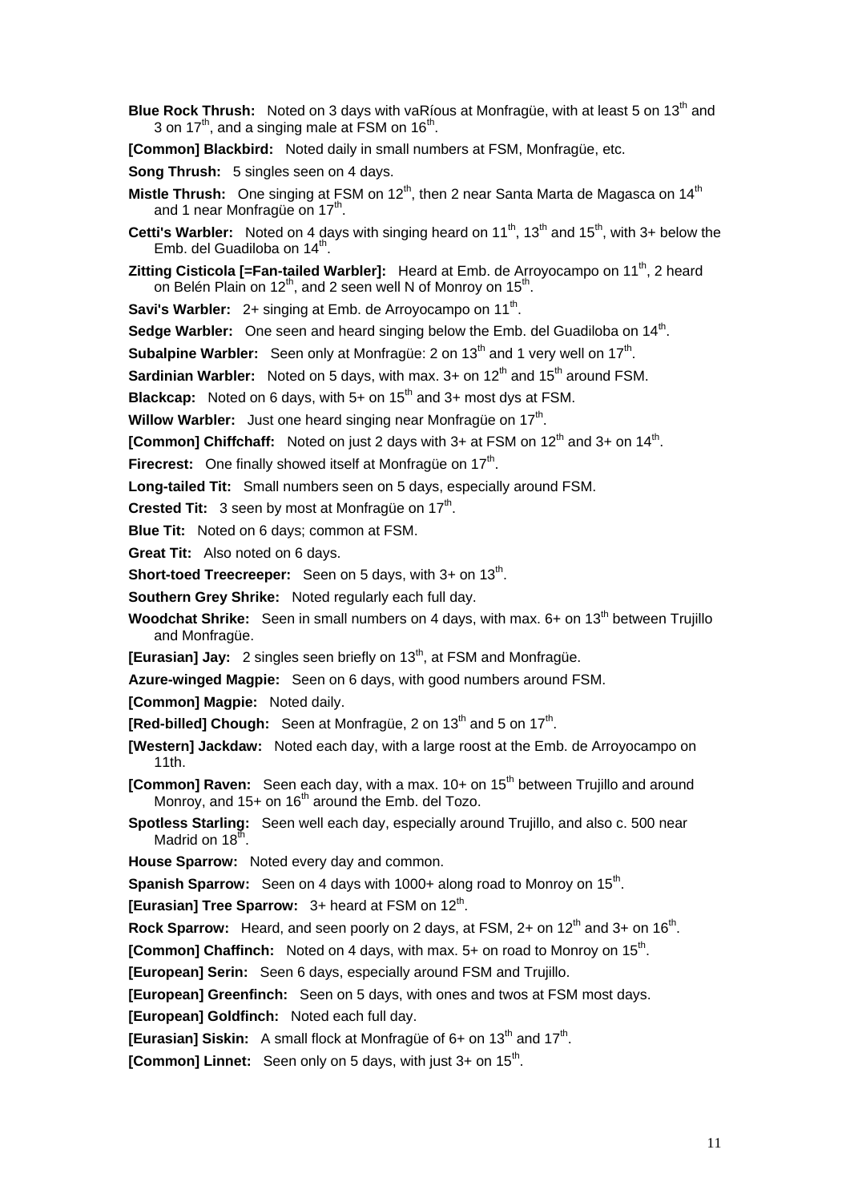**Blue Rock Thrush:** Noted on 3 days with vaRíous at Monfragüe, with at least 5 on 13th and 3 on 17th, and a singing male at FSM on 16th.

**[Common] Blackbird:** Noted daily in small numbers at FSM, Monfragüe, etc.

**Song Thrush:** 5 singles seen on 4 days.

**Mistle Thrush:** One singing at FSM on 12th, then 2 near Santa Marta de Magasca on 14th and 1 near Monfragüe on 17th.

**Cetti's Warbler:** Noted on 4 days with singing heard on 11th, 13th and 15th, with 3+ below the Emb. del Guadiloba on 14th.

**Zitting Cisticola [=Fan-tailed Warbler]:** Heard at Emb. de Arroyocampo on 11th, 2 heard on Belén Plain on 12th, and 2 seen well N of Monroy on 15th.

**Savi's Warbler:** 2+ singing at Emb. de Arroyocampo on 11th.

**Sedge Warbler:** One seen and heard singing below the Emb. del Guadiloba on 14th.

**Subalpine Warbler:** Seen only at Monfragüe: 2 on 13th and 1 very well on 17th.

**Sardinian Warbler:** Noted on 5 days, with max. 3+ on 12th and 15th around FSM.

**Blackcap:** Noted on 6 days, with 5+ on 15th and 3+ most dys at FSM.

**Willow Warbler:** Just one heard singing near Monfragüe on 17th.

**[Common] Chiffchaff:** Noted on just 2 days with 3+ at FSM on 12th and 3+ on 14th.

**Firecrest:** One finally showed itself at Monfragüe on 17th.

**Long-tailed Tit:** Small numbers seen on 5 days, especially around FSM.

**Crested Tit:** 3 seen by most at Monfragüe on 17th.

**Blue Tit:** Noted on 6 days; common at FSM.

**Great Tit:** Also noted on 6 days.

**Short-toed Treecreeper:** Seen on 5 days, with 3+ on 13th.

**Southern Grey Shrike:** Noted regularly each full day.

**Woodchat Shrike:** Seen in small numbers on 4 days, with max. 6+ on 13th between Trujillo and Monfragüe.

**[Eurasian] Jay:** 2 singles seen briefly on 13th, at FSM and Monfragüe.

**Azure-winged Magpie:** Seen on 6 days, with good numbers around FSM.

**[Common] Magpie:** Noted daily.

**[Red-billed] Chough:** Seen at Monfragüe, 2 on 13th and 5 on 17th.

**[Western] Jackdaw:** Noted each day, with a large roost at the Emb. de Arroyocampo on 11th.

**[Common] Raven:** Seen each day, with a max. 10+ on 15th between Trujillo and around Monroy, and 15+ on 16th around the Emb. del Tozo.

**Spotless Starling:** Seen well each day, especially around Trujillo, and also c. 500 near Madrid on 18th.

**House Sparrow:** Noted every day and common.

**Spanish Sparrow:** Seen on 4 days with 1000+ along road to Monroy on 15th.

**[Eurasian] Tree Sparrow:** 3+ heard at FSM on 12th.

**Rock Sparrow:** Heard, and seen poorly on 2 days, at FSM, 2+ on 12th and 3+ on 16th.

**[Common] Chaffinch:** Noted on 4 days, with max. 5+ on road to Monroy on 15th.

**[European] Serin:** Seen 6 days, especially around FSM and Trujillo.

**[European] Greenfinch:** Seen on 5 days, with ones and twos at FSM most days.

**[European] Goldfinch:** Noted each full day.

**[Eurasian] Siskin:** A small flock at Monfragüe of 6+ on 13th and 17th.

**[Common] Linnet:** Seen only on 5 days, with just 3+ on 15th.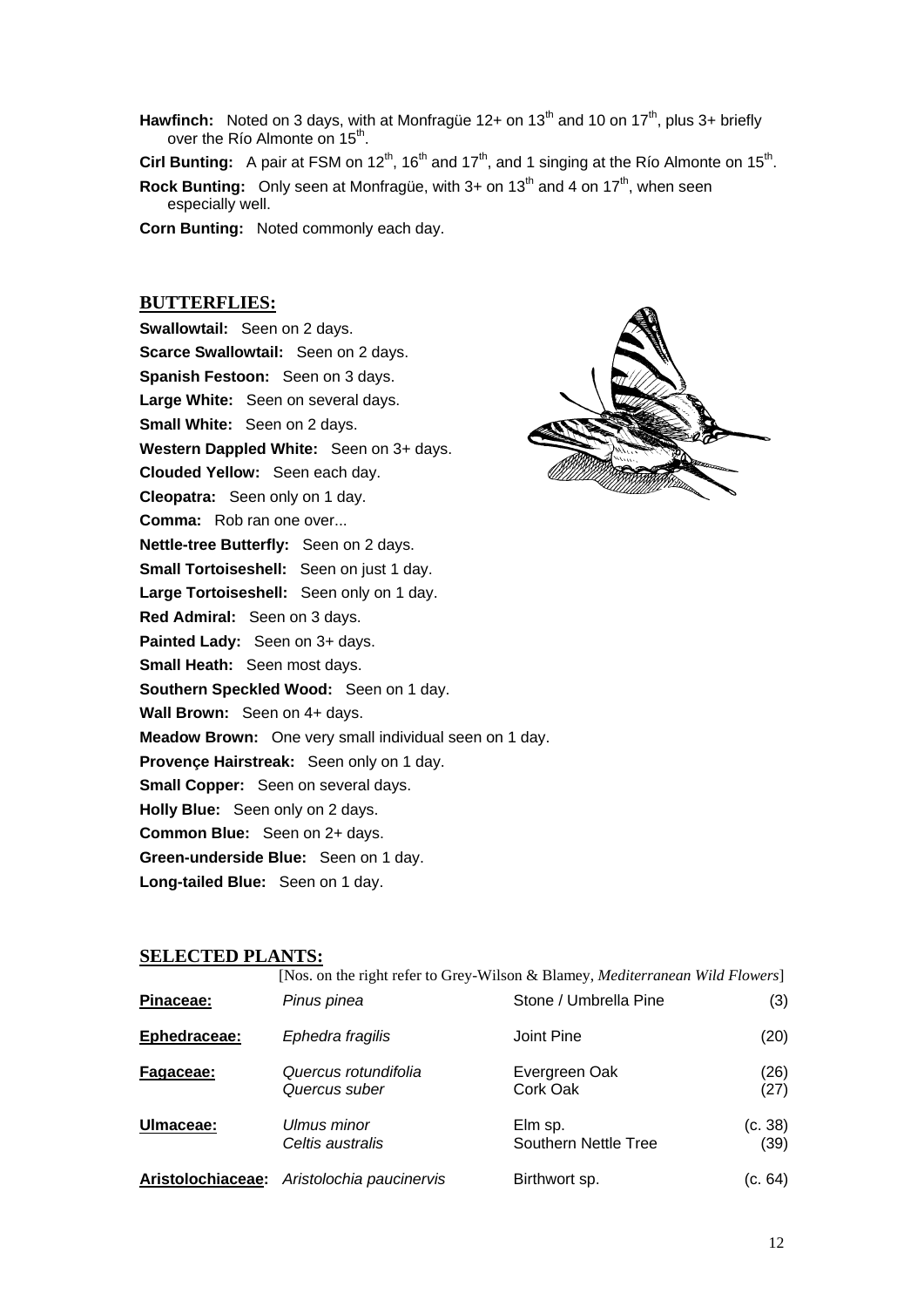**Hawfinch:** Noted on 3 days, with at Monfragüe 12+ on 13th and 10 on 17th, plus 3+ briefly over the Río Almonte on 15th.

**Cirl Bunting:** A pair at FSM on 12th, 16th and 17th, and 1 singing at the Río Almonte on 15th.

**Rock Bunting:** Only seen at Monfragüe, with 3+ on 13th and 4 on 17th, when seen especially well.

**Corn Bunting:** Noted commonly each day.

## BUTTERFLIES:

**Swallowtail:** Seen on 2 days.
**Scarce Swallowtail:** Seen on 2 days.
**Spanish Festoon:** Seen on 3 days.
**Large White:** Seen on several days.
**Small White:** Seen on 2 days.
**Western Dappled White:** Seen on 3+ days.
**Clouded Yellow:** Seen each day.
**Cleopatra:** Seen only on 1 day.
**Comma:** Rob ran one over...
**Nettle-tree Butterfly:** Seen on 2 days.
**Small Tortoiseshell:** Seen on just 1 day.
**Large Tortoiseshell:** Seen only on 1 day.
**Red Admiral:** Seen on 3 days.
**Painted Lady:** Seen on 3+ days.
**Small Heath:** Seen most days.
**Southern Speckled Wood:** Seen on 1 day.
**Wall Brown:** Seen on 4+ days.
**Meadow Brown:** One very small individual seen on 1 day.
**Provençe Hairstreak:** Seen only on 1 day.
**Small Copper:** Seen on several days.
**Holly Blue:** Seen only on 2 days.
**Common Blue:** Seen on 2+ days.
**Green-underside Blue:** Seen on 1 day.
**Long-tailed Blue:** Seen on 1 day.

## SELECTED PLANTS:

[Nos. on the right refer to Grey-Wilson & Blamey, *Mediterranean Wild Flowers*]

| | | | |
|---|---|---|---|
| **Pinaceae:** | *Pinus pinea* | Stone / Umbrella Pine | (3) |
| **Ephedraceae:** | *Ephedra fragilis* | Joint Pine | (20) |
| **Fagaceae:** | *Quercus rotundifolia* | Evergreen Oak | (26) |
| | *Quercus suber* | Cork Oak | (27) |
| **Ulmaceae:** | *Ulmus minor* | Elm sp. | (c. 38) |
| | *Celtis australis* | Southern Nettle Tree | (39) |
| **Aristolochiaceae:** | *Aristolochia paucinervis* | Birthwort sp. | (c. 64) |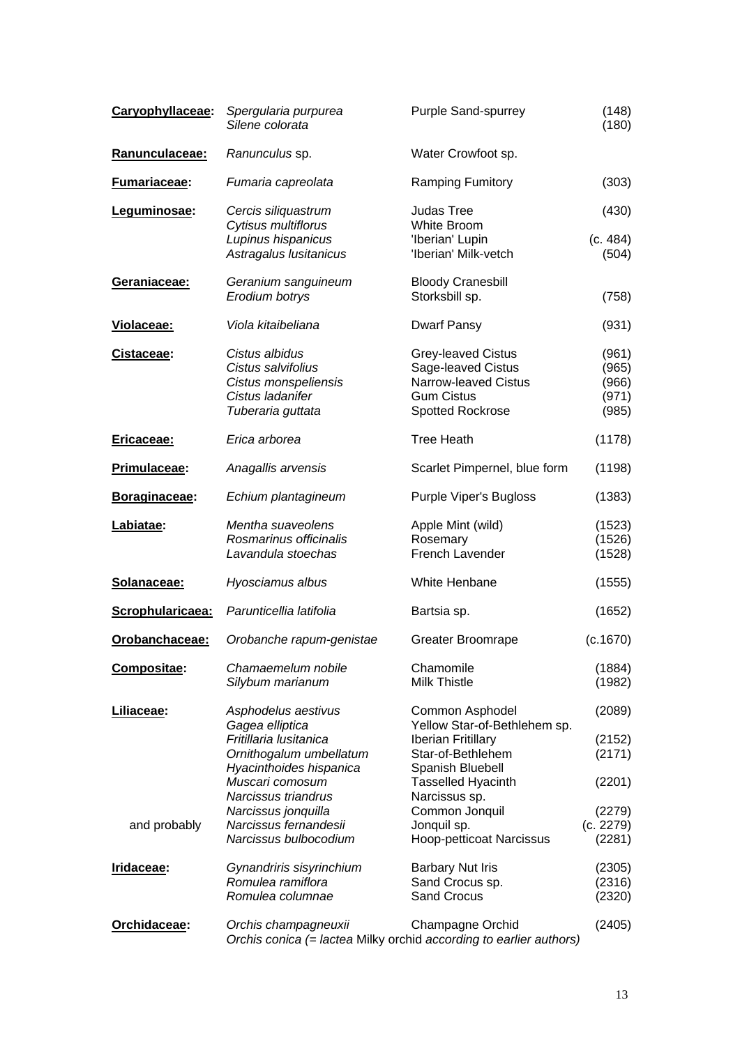| Family | Scientific name | Common name | No. |
|---|---|---|---|
| **Caryophyllaceae:** | *Spergularia purpurea* | Purple Sand-spurrey | (148) |
| | *Silene colorata* | | (180) |
| **Ranunculaceae:** | *Ranunculus* sp. | Water Crowfoot sp. | |
| **Fumariaceae:** | *Fumaria capreolata* | Ramping Fumitory | (303) |
| **Leguminosae:** | *Cercis siliquastrum* | Judas Tree | (430) |
| | *Cytisus multiflorus* | White Broom | |
| | *Lupinus hispanicus* | 'Iberian' Lupin | (c. 484) |
| | *Astragalus lusitanicus* | 'Iberian' Milk-vetch | (504) |
| **Geraniaceae:** | *Geranium sanguineum* | Bloody Cranesbill | |
| | *Erodium botrys* | Storksbill sp. | (758) |
| **Violaceae:** | *Viola kitaibeliana* | Dwarf Pansy | (931) |
| **Cistaceae:** | *Cistus albidus* | Grey-leaved Cistus | (961) |
| | *Cistus salvifolius* | Sage-leaved Cistus | (965) |
| | *Cistus monspeliensis* | Narrow-leaved Cistus | (966) |
| | *Cistus ladanifer* | Gum Cistus | (971) |
| | *Tuberaria guttata* | Spotted Rockrose | (985) |
| **Ericaceae:** | *Erica arborea* | Tree Heath | (1178) |
| **Primulaceae:** | *Anagallis arvensis* | Scarlet Pimpernel, blue form | (1198) |
| **Boraginaceae:** | *Echium plantagineum* | Purple Viper's Bugloss | (1383) |
| **Labiatae:** | *Mentha suaveolens* | Apple Mint (wild) | (1523) |
| | *Rosmarinus officinalis* | Rosemary | (1526) |
| | *Lavandula stoechas* | French Lavender | (1528) |
| **Solanaceae:** | *Hyosciamus albus* | White Henbane | (1555) |
| **Scrophularicaea:** | *Parunticellia latifolia* | Bartsia sp. | (1652) |
| **Orobanchaceae:** | *Orobanche rapum-genistae* | Greater Broomrape | (c.1670) |
| **Compositae:** | *Chamaemelum nobile* | Chamomile | (1884) |
| | *Silybum marianum* | Milk Thistle | (1982) |
| **Liliaceae:** | *Asphodelus aestivus* | Common Asphodel | (2089) |
| | *Gagea elliptica* | Yellow Star-of-Bethlehem sp. | |
| | *Fritillaria lusitanica* | Iberian Fritillary | (2152) |
| | *Ornithogalum umbellatum* | Star-of-Bethlehem | (2171) |
| | *Hyacinthoides hispanica* | Spanish Bluebell | |
| | *Muscari comosum* | Tasselled Hyacinth | (2201) |
| | *Narcissus triandrus* | Narcissus sp. | |
| | *Narcissus jonquilla* | Common Jonquil | (2279) |
| and probably | *Narcissus fernandesii* | Jonquil sp. | (c. 2279) |
| | *Narcissus bulbocodium* | Hoop-petticoat Narcissus | (2281) |
| **Iridaceae:** | *Gynandriris sisyrinchium* | Barbary Nut Iris | (2305) |
| | *Romulea ramiflora* | Sand Crocus sp. | (2316) |
| | *Romulea columnae* | Sand Crocus | (2320) |
| **Orchidaceae:** | *Orchis champagneuxii* | Champagne Orchid | (2405) |
| | *Orchis conica (= lactea* Milky orchid *according to earlier authors)* | | |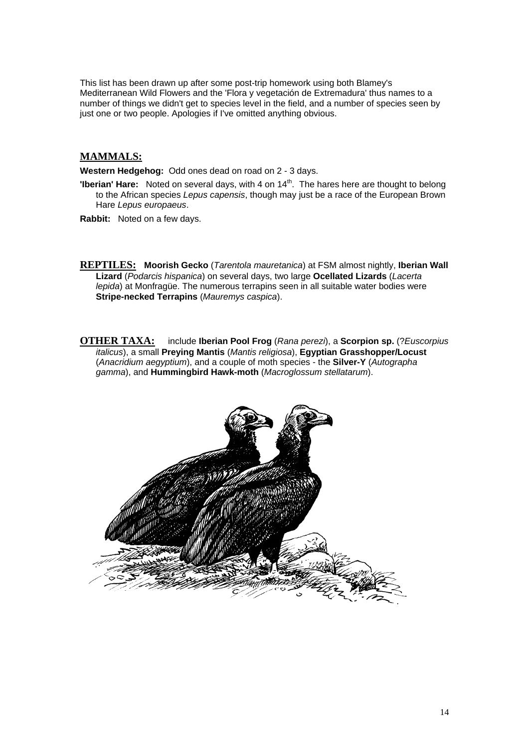This list has been drawn up after some post-trip homework using both Blamey's Mediterranean Wild Flowers and the 'Flora y vegetación de Extremadura' thus names to a number of things we didn't get to species level in the field, and a number of species seen by just one or two people. Apologies if I've omitted anything obvious.

## MAMMALS:

**Western Hedgehog:** Odd ones dead on road on 2 - 3 days.

**'Iberian' Hare:** Noted on several days, with 4 on 14th. The hares here are thought to belong to the African species *Lepus capensis*, though may just be a race of the European Brown Hare *Lepus europaeus*.

**Rabbit:** Noted on a few days.

## REPTILES:

**Moorish Gecko** (*Tarentola mauretanica*) at FSM almost nightly, **Iberian Wall Lizard** (*Podarcis hispanica*) on several days, two large **Ocellated Lizards** (*Lacerta lepida*) at Monfragüe. The numerous terrapins seen in all suitable water bodies were **Stripe-necked Terrapins** (*Mauremys caspica*).

## OTHER TAXA:

include **Iberian Pool Frog** (*Rana perezi*), a **Scorpion sp.** (?*Euscorpius italicus*), a small **Preying Mantis** (*Mantis religiosa*), **Egyptian Grasshopper/Locust** (*Anacridium aegyptium*), and a couple of moth species - the **Silver-Y** (*Autographa gamma*), and **Hummingbird Hawk-moth** (*Macroglossum stellatarum*).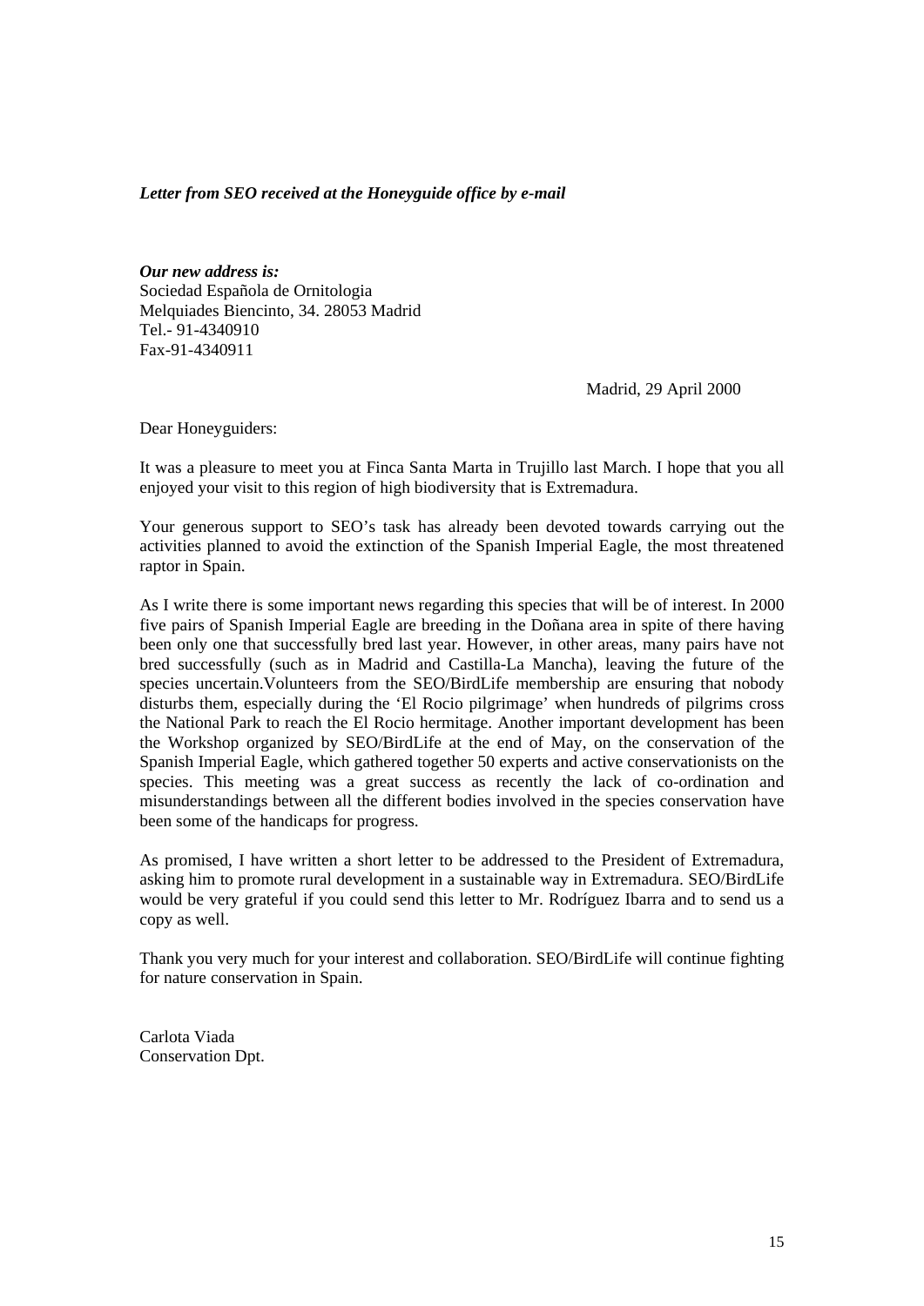***Letter from SEO received at the Honeyguide office by e-mail***

***Our new address is:***
Sociedad Española de Ornitologia
Melquiades Biencinto, 34. 28053 Madrid
Tel.- 91-4340910
Fax-91-4340911

Madrid, 29 April 2000

Dear Honeyguiders:

It was a pleasure to meet you at Finca Santa Marta in Trujillo last March. I hope that you all enjoyed your visit to this region of high biodiversity that is Extremadura.

Your generous support to SEO's task has already been devoted towards carrying out the activities planned to avoid the extinction of the Spanish Imperial Eagle, the most threatened raptor in Spain.

As I write there is some important news regarding this species that will be of interest. In 2000 five pairs of Spanish Imperial Eagle are breeding in the Doñana area in spite of there having been only one that successfully bred last year. However, in other areas, many pairs have not bred successfully (such as in Madrid and Castilla-La Mancha), leaving the future of the species uncertain.Volunteers from the SEO/BirdLife membership are ensuring that nobody disturbs them, especially during the 'El Rocio pilgrimage' when hundreds of pilgrims cross the National Park to reach the El Rocio hermitage. Another important development has been the Workshop organized by SEO/BirdLife at the end of May, on the conservation of the Spanish Imperial Eagle, which gathered together 50 experts and active conservationists on the species. This meeting was a great success as recently the lack of co-ordination and misunderstandings between all the different bodies involved in the species conservation have been some of the handicaps for progress.

As promised, I have written a short letter to be addressed to the President of Extremadura, asking him to promote rural development in a sustainable way in Extremadura. SEO/BirdLife would be very grateful if you could send this letter to Mr. Rodríguez Ibarra and to send us a copy as well.

Thank you very much for your interest and collaboration. SEO/BirdLife will continue fighting for nature conservation in Spain.

Carlota Viada
Conservation Dpt.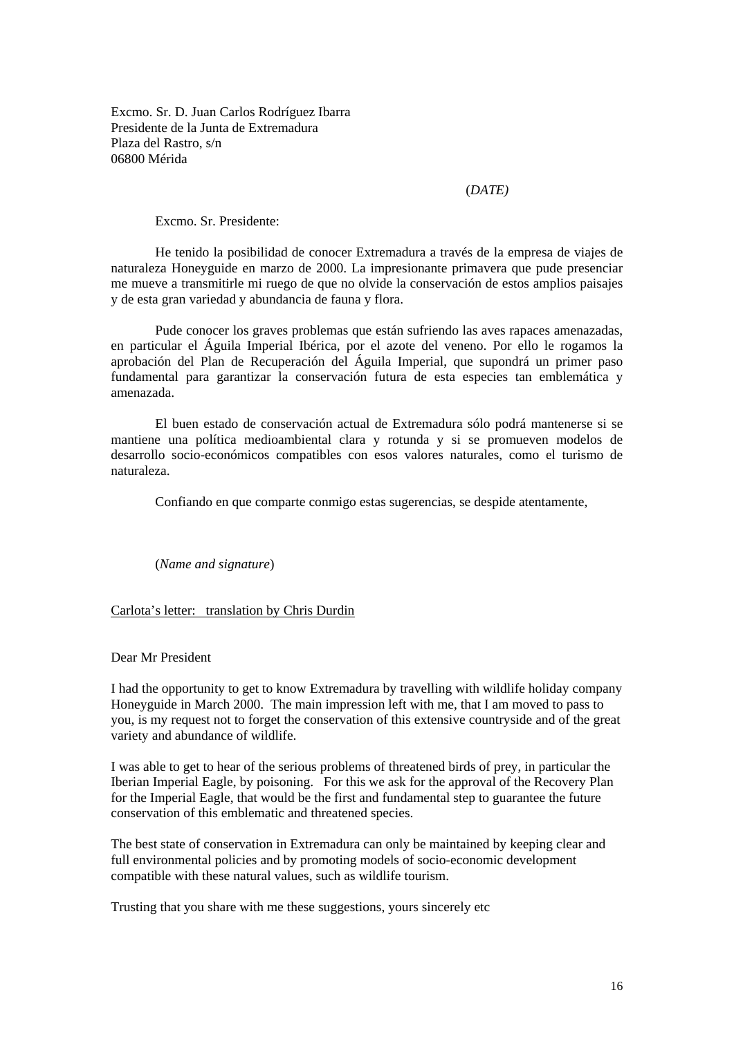Excmo. Sr. D. Juan Carlos Rodríguez Ibarra
Presidente de la Junta de Extremadura
Plaza del Rastro, s/n
06800 Mérida

(*DATE)*

Excmo. Sr. Presidente:

He tenido la posibilidad de conocer Extremadura a través de la empresa de viajes de naturaleza Honeyguide en marzo de 2000. La impresionante primavera que pude presenciar me mueve a transmitirle mi ruego de que no olvide la conservación de estos amplios paisajes y de esta gran variedad y abundancia de fauna y flora.

Pude conocer los graves problemas que están sufriendo las aves rapaces amenazadas, en particular el Águila Imperial Ibérica, por el azote del veneno. Por ello le rogamos la aprobación del Plan de Recuperación del Águila Imperial, que supondrá un primer paso fundamental para garantizar la conservación futura de esta especies tan emblemática y amenazada.

El buen estado de conservación actual de Extremadura sólo podrá mantenerse si se mantiene una política medioambiental clara y rotunda y si se promueven modelos de desarrollo socio-económicos compatibles con esos valores naturales, como el turismo de naturaleza.

Confiando en que comparte conmigo estas sugerencias, se despide atentamente,

(*Name and signature*)

<u>Carlota's letter: translation by Chris Durdin</u>

Dear Mr President

I had the opportunity to get to know Extremadura by travelling with wildlife holiday company Honeyguide in March 2000. The main impression left with me, that I am moved to pass to you, is my request not to forget the conservation of this extensive countryside and of the great variety and abundance of wildlife.

I was able to get to hear of the serious problems of threatened birds of prey, in particular the Iberian Imperial Eagle, by poisoning. For this we ask for the approval of the Recovery Plan for the Imperial Eagle, that would be the first and fundamental step to guarantee the future conservation of this emblematic and threatened species.

The best state of conservation in Extremadura can only be maintained by keeping clear and full environmental policies and by promoting models of socio-economic development compatible with these natural values, such as wildlife tourism.

Trusting that you share with me these suggestions, yours sincerely etc